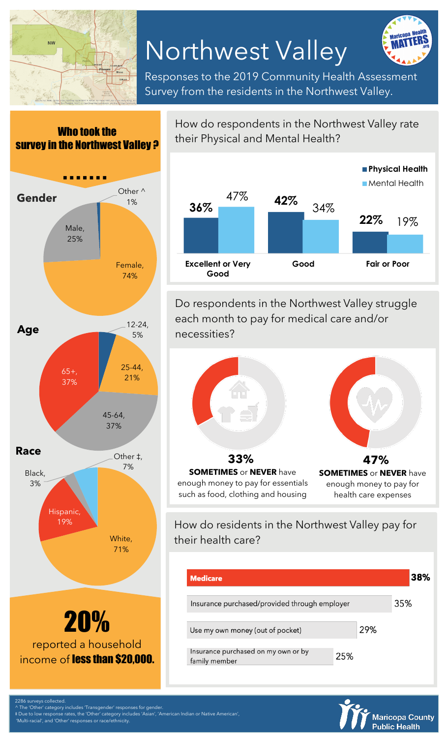# Northwest Valley

Responses to the 2019 Community Health Assessment Survey from the residents in the Northwest Valley.

## Who took the survey in the Northwest Valley ?

### Gender

| Gender | % |
|---|---|
| Female | 74% |
| Male | 25% |
| Other ^ | 1% |

### Age

| Age | % |
|---|---|
| 12-24 | 5% |
| 25-44 | 21% |
| 45-64 | 37% |
| 65+ | 37% |

### Race

| Race | % |
|---|---|
| White | 71% |
| Hispanic | 19% |
| Black | 3% |
| Other ‡ | 7% |

**20%** reported a household income of **less than $20,000.**

## How do respondents in the Northwest Valley rate their Physical and Mental Health?

| | Physical Health | Mental Health |
|---|---|---|
| Excellent or Very Good | 36% | 47% |
| Good | 42% | 34% |
| Fair or Poor | 22% | 19% |

## Do respondents in the Northwest Valley struggle each month to pay for medical care and/or necessities?

**33%** **SOMETIMES** or **NEVER** have enough money to pay for essentials such as food, clothing and housing

**47%** **SOMETIMES** or **NEVER** have enough money to pay for health care expenses

## How do residents in the Northwest Valley pay for their health care?

| Payment | % |
|---|---|
| Medicare | 38% |
| Insurance purchased/provided through employer | 35% |
| Use my own money (out of pocket) | 29% |
| Insurance purchased on my own or by family member | 25% |

2286 surveys collected.
^ The 'Other' category includes 'Transgender' responses for gender.
‡ Due to low response rates, the 'Other' category includes 'Asian', 'American Indian or Native American', 'Multi-racial', and 'Other' responses or race/ethnicity.

Maricopa County Public Health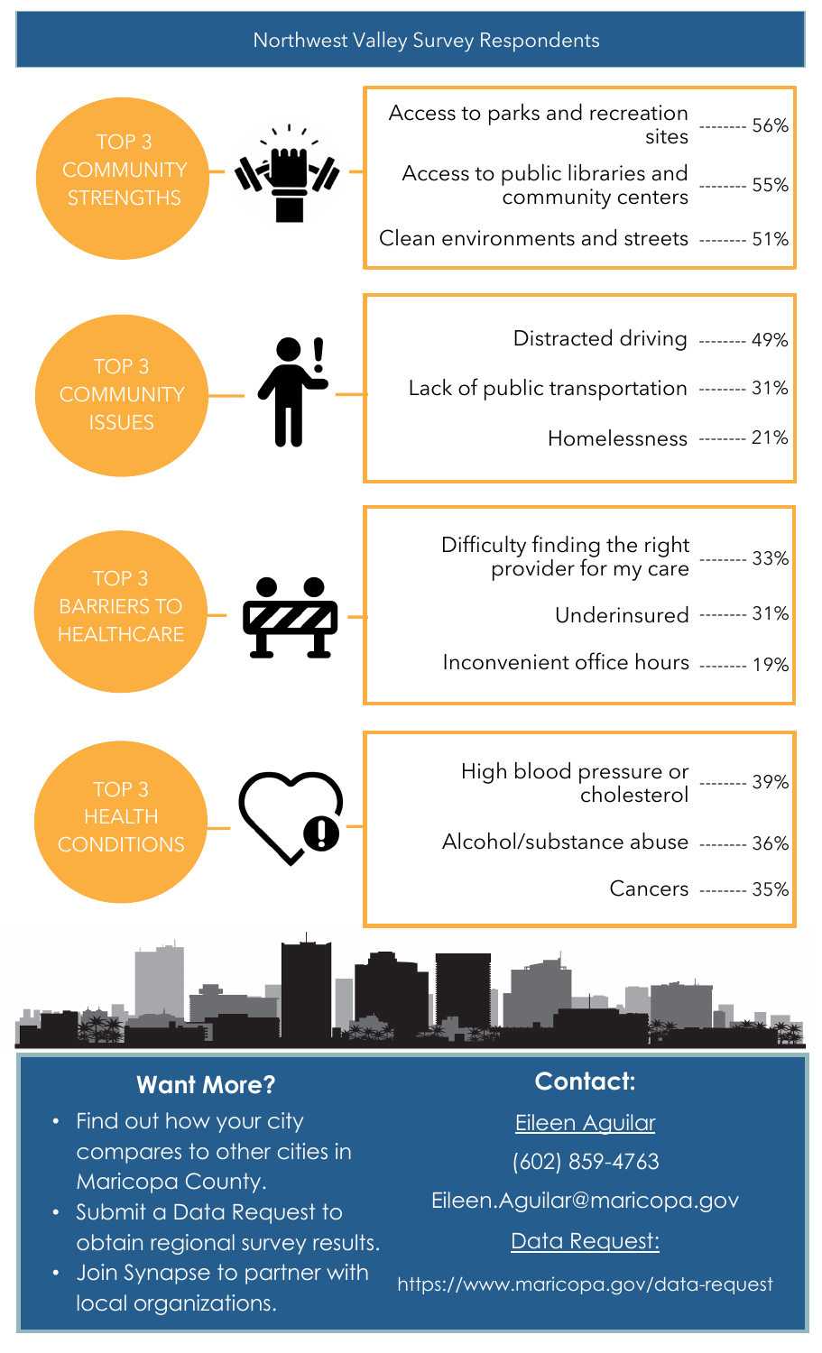## Northwest Valley Survey Respondents

### TOP 3 COMMUNITY STRENGTHS

- Access to parks and recreation sites -------- 56%
- Access to public libraries and community centers -------- 55%
- Clean environments and streets -------- 51%

### TOP 3 COMMUNITY ISSUES

- Distracted driving -------- 49%
- Lack of public transportation -------- 31%
- Homelessness -------- 21%

### TOP 3 BARRIERS TO HEALTHCARE

- Difficulty finding the right provider for my care -------- 33%
- Underinsured -------- 31%
- Inconvenient office hours -------- 19%

### TOP 3 HEALTH CONDITIONS

- High blood pressure or cholesterol -------- 39%
- Alcohol/substance abuse -------- 36%
- Cancers -------- 35%

### Want More?

- Find out how your city compares to other cities in Maricopa County.
- Submit a Data Request to obtain regional survey results.
- Join Synapse to partner with local organizations.

### Contact:

Eileen Aguilar

(602) 859-4763

Eileen.Aguilar@maricopa.gov

Data Request:

https://www.maricopa.gov/data-request